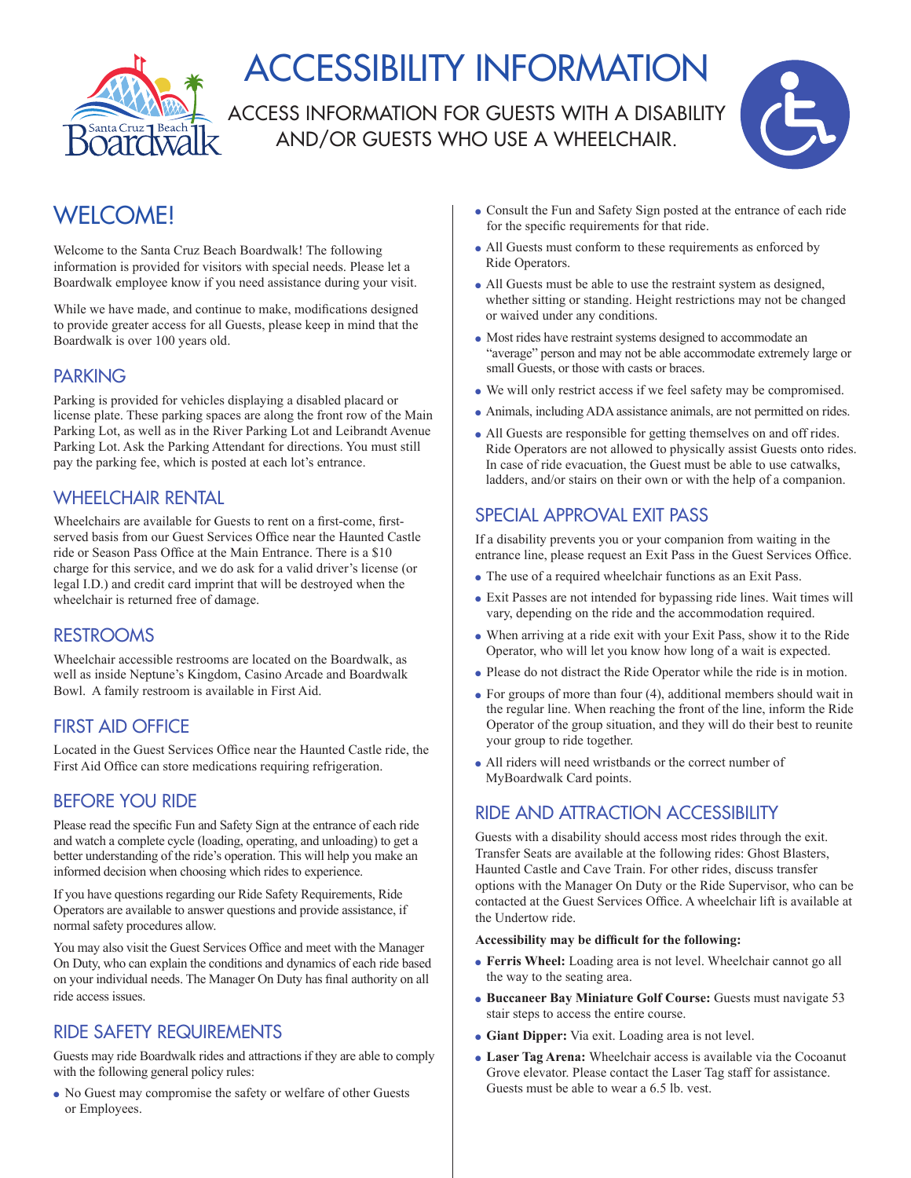# ACCESSIBILITY INFORMATION

ACCESS INFORMATION FOR GUESTS WITH A DISABILITY AND/OR GUESTS WHO USE A WHEELCHAIR.

## WELCOME!

Welcome to the Santa Cruz Beach Boardwalk! The following information is provided for visitors with special needs. Please let a Boardwalk employee know if you need assistance during your visit.

While we have made, and continue to make, modifications designed to provide greater access for all Guests, please keep in mind that the Boardwalk is over 100 years old.

## PARKING

Parking is provided for vehicles displaying a disabled placard or license plate. These parking spaces are along the front row of the Main Parking Lot, as well as in the River Parking Lot and Leibrandt Avenue Parking Lot. Ask the Parking Attendant for directions. You must still pay the parking fee, which is posted at each lot's entrance.

## WHEELCHAIR RENTAL

Wheelchairs are available for Guests to rent on a first-come, first-served basis from our Guest Services Office near the Haunted Castle ride or Season Pass Office at the Main Entrance. There is a $10 charge for this service, and we do ask for a valid driver's license (or legal I.D.) and credit card imprint that will be destroyed when the wheelchair is returned free of damage.

## RESTROOMS

Wheelchair accessible restrooms are located on the Boardwalk, as well as inside Neptune's Kingdom, Casino Arcade and Boardwalk Bowl. A family restroom is available in First Aid.

## FIRST AID OFFICE

Located in the Guest Services Office near the Haunted Castle ride, the First Aid Office can store medications requiring refrigeration.

## BEFORE YOU RIDE

Please read the specific Fun and Safety Sign at the entrance of each ride and watch a complete cycle (loading, operating, and unloading) to get a better understanding of the ride's operation. This will help you make an informed decision when choosing which rides to experience.

If you have questions regarding our Ride Safety Requirements, Ride Operators are available to answer questions and provide assistance, if normal safety procedures allow.

You may also visit the Guest Services Office and meet with the Manager On Duty, who can explain the conditions and dynamics of each ride based on your individual needs. The Manager On Duty has final authority on all ride access issues.

## RIDE SAFETY REQUIREMENTS

Guests may ride Boardwalk rides and attractions if they are able to comply with the following general policy rules:

- No Guest may compromise the safety or welfare of other Guests or Employees.
- Consult the Fun and Safety Sign posted at the entrance of each ride for the specific requirements for that ride.
- All Guests must conform to these requirements as enforced by Ride Operators.
- All Guests must be able to use the restraint system as designed, whether sitting or standing. Height restrictions may not be changed or waived under any conditions.
- Most rides have restraint systems designed to accommodate an "average" person and may not be able accommodate extremely large or small Guests, or those with casts or braces.
- We will only restrict access if we feel safety may be compromised.
- Animals, including ADA assistance animals, are not permitted on rides.
- All Guests are responsible for getting themselves on and off rides. Ride Operators are not allowed to physically assist Guests onto rides. In case of ride evacuation, the Guest must be able to use catwalks, ladders, and/or stairs on their own or with the help of a companion.

## SPECIAL APPROVAL EXIT PASS

If a disability prevents you or your companion from waiting in the entrance line, please request an Exit Pass in the Guest Services Office.

- The use of a required wheelchair functions as an Exit Pass.
- Exit Passes are not intended for bypassing ride lines. Wait times will vary, depending on the ride and the accommodation required.
- When arriving at a ride exit with your Exit Pass, show it to the Ride Operator, who will let you know how long of a wait is expected.
- Please do not distract the Ride Operator while the ride is in motion.
- For groups of more than four (4), additional members should wait in the regular line. When reaching the front of the line, inform the Ride Operator of the group situation, and they will do their best to reunite your group to ride together.
- All riders will need wristbands or the correct number of MyBoardwalk Card points.

## RIDE AND ATTRACTION ACCESSIBILITY

Guests with a disability should access most rides through the exit. Transfer Seats are available at the following rides: Ghost Blasters, Haunted Castle and Cave Train. For other rides, discuss transfer options with the Manager On Duty or the Ride Supervisor, who can be contacted at the Guest Services Office. A wheelchair lift is available at the Undertow ride.

**Accessibility may be difficult for the following:**

- **Ferris Wheel:** Loading area is not level. Wheelchair cannot go all the way to the seating area.
- **Buccaneer Bay Miniature Golf Course:** Guests must navigate 53 stair steps to access the entire course.
- **Giant Dipper:** Via exit. Loading area is not level.
- **Laser Tag Arena:** Wheelchair access is available via the Cocoanut Grove elevator. Please contact the Laser Tag staff for assistance. Guests must be able to wear a 6.5 lb. vest.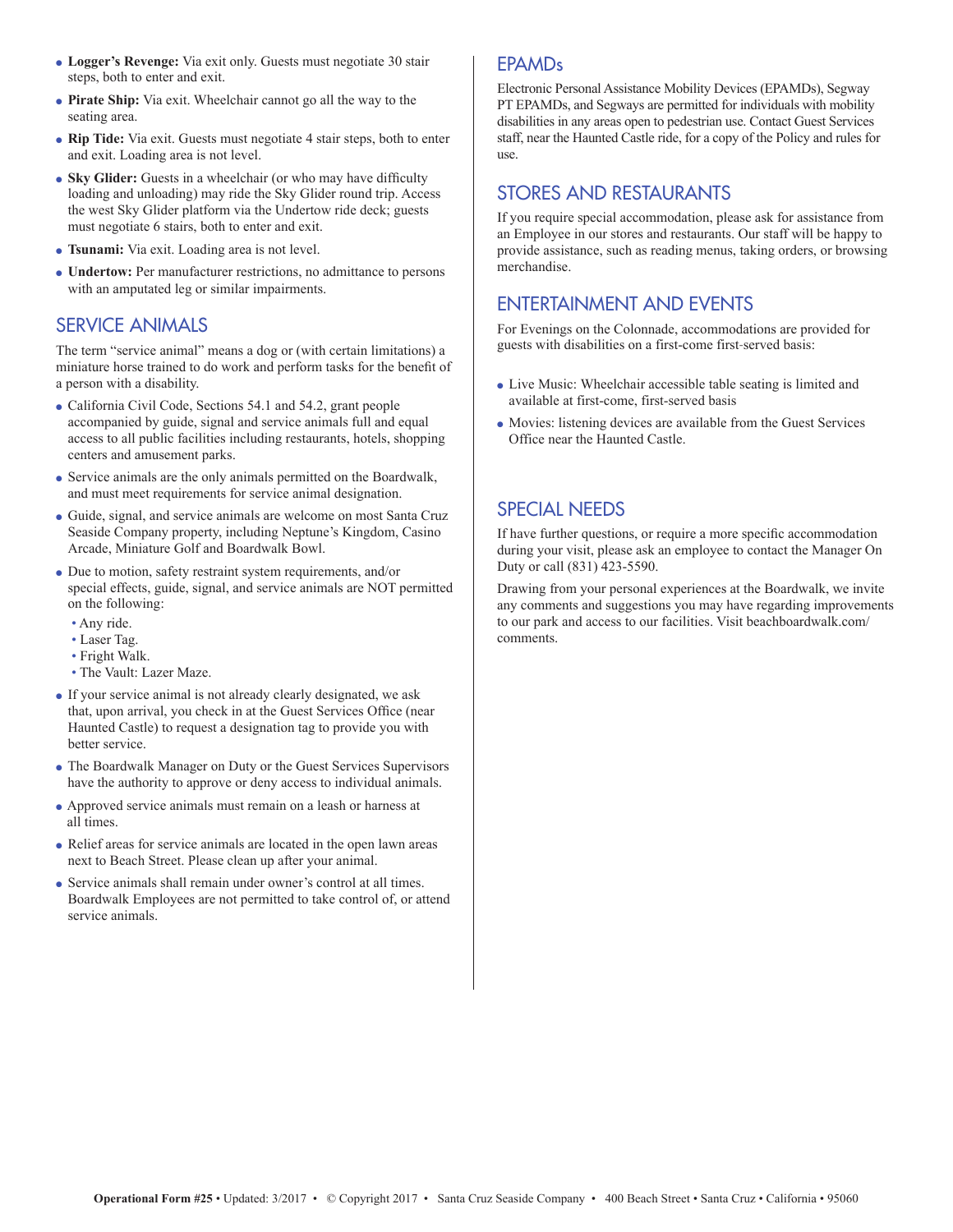- **Logger's Revenge:** Via exit only. Guests must negotiate 30 stair steps, both to enter and exit.
- **Pirate Ship:** Via exit. Wheelchair cannot go all the way to the seating area.
- **Rip Tide:** Via exit. Guests must negotiate 4 stair steps, both to enter and exit. Loading area is not level.
- **Sky Glider:** Guests in a wheelchair (or who may have difficulty loading and unloading) may ride the Sky Glider round trip. Access the west Sky Glider platform via the Undertow ride deck; guests must negotiate 6 stairs, both to enter and exit.
- **Tsunami:** Via exit. Loading area is not level.
- **Undertow:** Per manufacturer restrictions, no admittance to persons with an amputated leg or similar impairments.

## SERVICE ANIMALS

The term "service animal" means a dog or (with certain limitations) a miniature horse trained to do work and perform tasks for the benefit of a person with a disability.

- California Civil Code, Sections 54.1 and 54.2, grant people accompanied by guide, signal and service animals full and equal access to all public facilities including restaurants, hotels, shopping centers and amusement parks.
- Service animals are the only animals permitted on the Boardwalk, and must meet requirements for service animal designation.
- Guide, signal, and service animals are welcome on most Santa Cruz Seaside Company property, including Neptune's Kingdom, Casino Arcade, Miniature Golf and Boardwalk Bowl.
- Due to motion, safety restraint system requirements, and/or special effects, guide, signal, and service animals are NOT permitted on the following:
  - Any ride.
  - Laser Tag.
  - Fright Walk.
  - The Vault: Lazer Maze.
- If your service animal is not already clearly designated, we ask that, upon arrival, you check in at the Guest Services Office (near Haunted Castle) to request a designation tag to provide you with better service.
- The Boardwalk Manager on Duty or the Guest Services Supervisors have the authority to approve or deny access to individual animals.
- Approved service animals must remain on a leash or harness at all times.
- Relief areas for service animals are located in the open lawn areas next to Beach Street. Please clean up after your animal.
- Service animals shall remain under owner's control at all times. Boardwalk Employees are not permitted to take control of, or attend service animals.

## EPAMDs

Electronic Personal Assistance Mobility Devices (EPAMDs), Segway PT EPAMDs, and Segways are permitted for individuals with mobility disabilities in any areas open to pedestrian use. Contact Guest Services staff, near the Haunted Castle ride, for a copy of the Policy and rules for use.

## STORES AND RESTAURANTS

If you require special accommodation, please ask for assistance from an Employee in our stores and restaurants. Our staff will be happy to provide assistance, such as reading menus, taking orders, or browsing merchandise.

## ENTERTAINMENT AND EVENTS

For Evenings on the Colonnade, accommodations are provided for guests with disabilities on a first-come first-served basis:

- Live Music: Wheelchair accessible table seating is limited and available at first-come, first-served basis
- Movies: listening devices are available from the Guest Services Office near the Haunted Castle.

## SPECIAL NEEDS

If have further questions, or require a more specific accommodation during your visit, please ask an employee to contact the Manager On Duty or call (831) 423-5590.

Drawing from your personal experiences at the Boardwalk, we invite any comments and suggestions you may have regarding improvements to our park and access to our facilities. Visit beachboardwalk.com/comments.

**Operational Form #25** • Updated: 3/2017 • © Copyright 2017 • Santa Cruz Seaside Company • 400 Beach Street • Santa Cruz • California • 95060